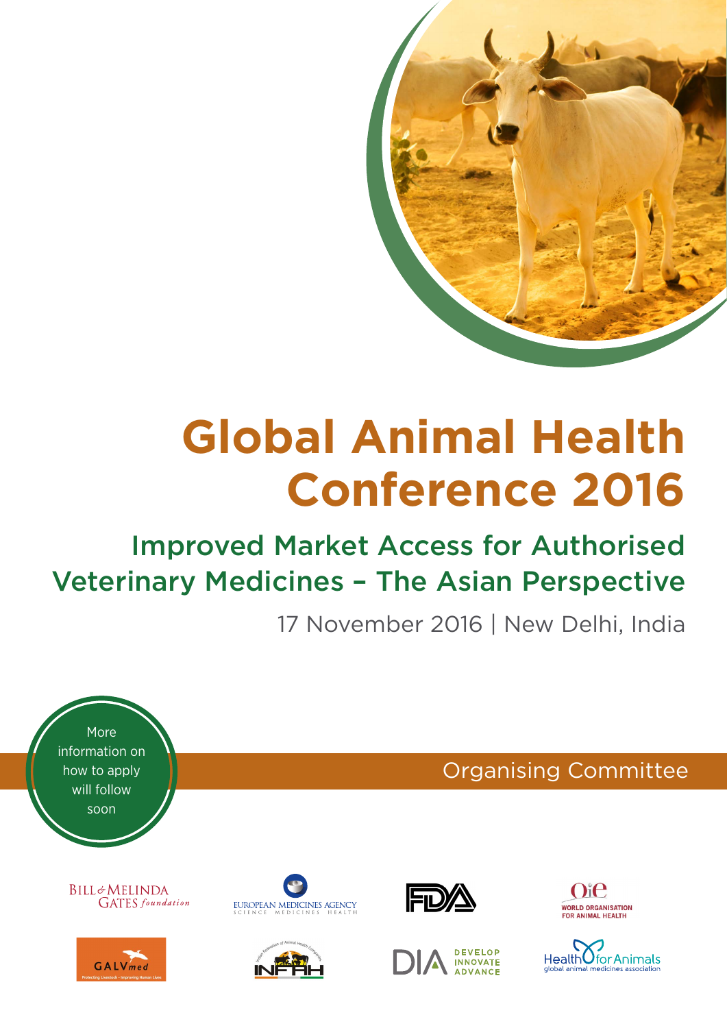# Global Animal Health Conference 2016

## Improved Market Access for Authorised Veterinary Medicines – The Asian Perspective

17 November 2016 | New Delhi, India

More information on how to apply will follow soon

### Organising Committee

- Bill & Melinda Gates foundation
- European Medicines Agency – Science Medicines Health
- FDA
- OIE – World Organisation for Animal Health
- GALVmed – Protecting Livestock - Improving Human Lives
- INFAH – Indian Federation of Animal Health Companies
- DIA – Develop Innovate Advance
- HealthforAnimals – global animal medicines association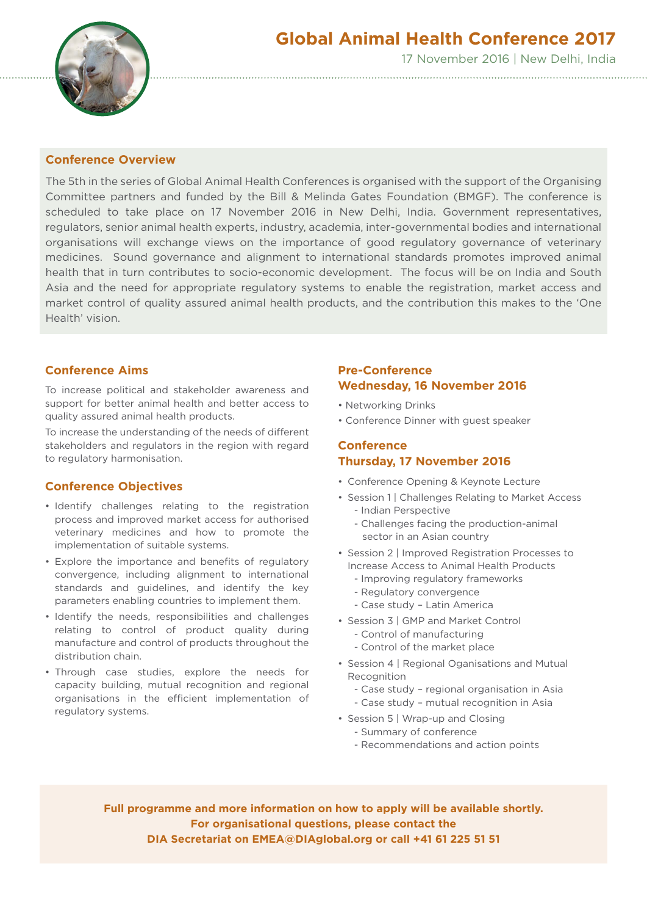# Global Animal Health Conference 2017

17 November 2016 | New Delhi, India

## Conference Overview

The 5th in the series of Global Animal Health Conferences is organised with the support of the Organising Committee partners and funded by the Bill & Melinda Gates Foundation (BMGF). The conference is scheduled to take place on 17 November 2016 in New Delhi, India. Government representatives, regulators, senior animal health experts, industry, academia, inter-governmental bodies and international organisations will exchange views on the importance of good regulatory governance of veterinary medicines. Sound governance and alignment to international standards promotes improved animal health that in turn contributes to socio-economic development. The focus will be on India and South Asia and the need for appropriate regulatory systems to enable the registration, market access and market control of quality assured animal health products, and the contribution this makes to the 'One Health' vision.

## Conference Aims

To increase political and stakeholder awareness and support for better animal health and better access to quality assured animal health products.

To increase the understanding of the needs of different stakeholders and regulators in the region with regard to regulatory harmonisation.

## Conference Objectives

- Identify challenges relating to the registration process and improved market access for authorised veterinary medicines and how to promote the implementation of suitable systems.
- Explore the importance and benefits of regulatory convergence, including alignment to international standards and guidelines, and identify the key parameters enabling countries to implement them.
- Identify the needs, responsibilities and challenges relating to control of product quality during manufacture and control of products throughout the distribution chain.
- Through case studies, explore the needs for capacity building, mutual recognition and regional organisations in the efficient implementation of regulatory systems.

## Pre-Conference
## Wednesday, 16 November 2016

- Networking Drinks
- Conference Dinner with guest speaker

## Conference
## Thursday, 17 November 2016

- Conference Opening & Keynote Lecture
- Session 1 | Challenges Relating to Market Access
  - Indian Perspective
  - Challenges facing the production-animal sector in an Asian country
- Session 2 | Improved Registration Processes to Increase Access to Animal Health Products
  - Improving regulatory frameworks
  - Regulatory convergence
  - Case study – Latin America
- Session 3 | GMP and Market Control
  - Control of manufacturing
  - Control of the market place
- Session 4 | Regional Oganisations and Mutual Recognition
  - Case study – regional organisation in Asia
  - Case study – mutual recognition in Asia
- Session 5 | Wrap-up and Closing
  - Summary of conference
  - Recommendations and action points

**Full programme and more information on how to apply will be available shortly.**
**For organisational questions, please contact the**
**DIA Secretariat on EMEA@DIAglobal.org or call +41 61 225 51 51**